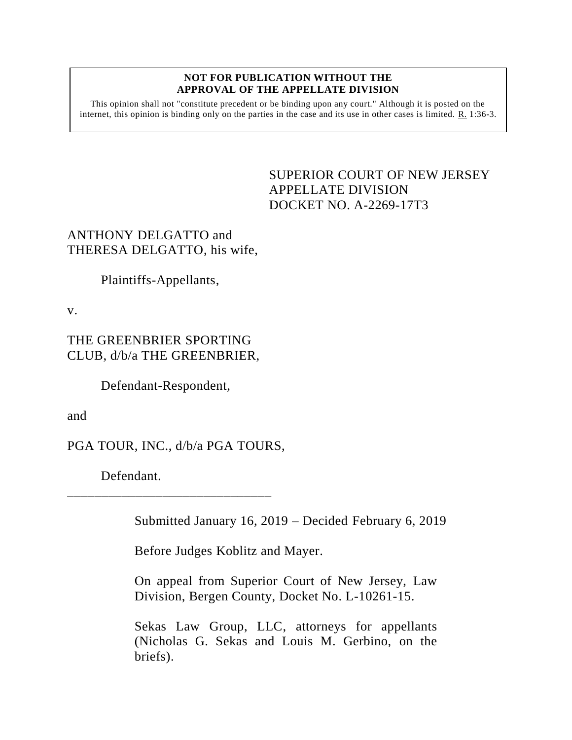**NOT FOR PUBLICATION WITHOUT THE APPROVAL OF THE APPELLATE DIVISION**

This opinion shall not "constitute precedent or be binding upon any court." Although it is posted on the internet, this opinion is binding only on the parties in the case and its use in other cases is limited. R. 1:36-3.

SUPERIOR COURT OF NEW JERSEY
APPELLATE DIVISION
DOCKET NO. A-2269-17T3

ANTHONY DELGATTO and THERESA DELGATTO, his wife,

Plaintiffs-Appellants,

v.

THE GREENBRIER SPORTING CLUB, d/b/a THE GREENBRIER,

Defendant-Respondent,

and

PGA TOUR, INC., d/b/a PGA TOURS,

Defendant.

______________________________

Submitted January 16, 2019 – Decided February 6, 2019

Before Judges Koblitz and Mayer.

On appeal from Superior Court of New Jersey, Law Division, Bergen County, Docket No. L-10261-15.

Sekas Law Group, LLC, attorneys for appellants (Nicholas G. Sekas and Louis M. Gerbino, on the briefs).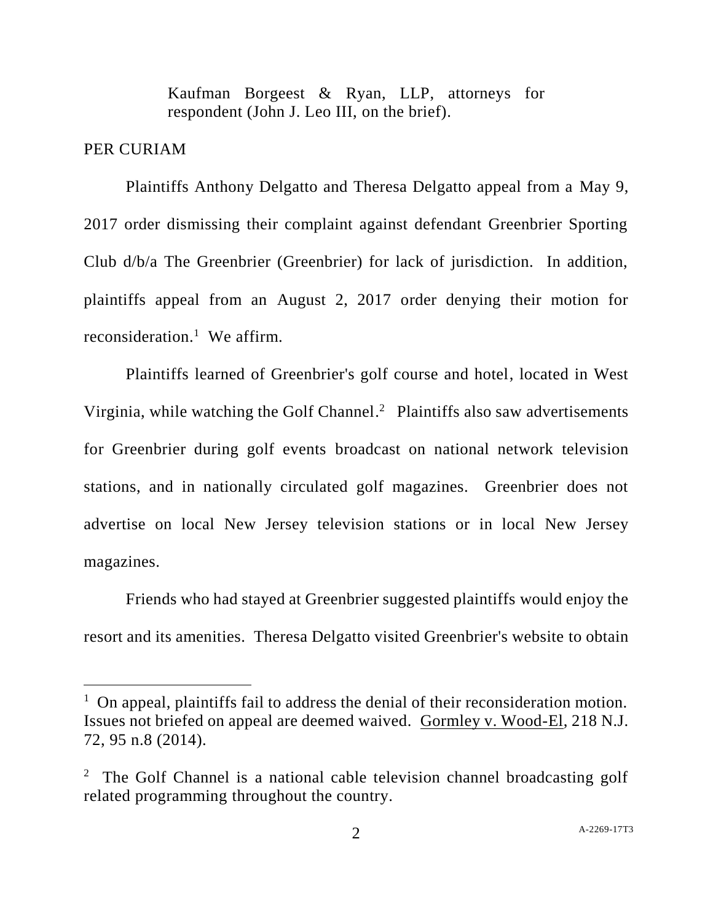Kaufman Borgeest & Ryan, LLP, attorneys for respondent (John J. Leo III, on the brief).

PER CURIAM

Plaintiffs Anthony Delgatto and Theresa Delgatto appeal from a May 9, 2017 order dismissing their complaint against defendant Greenbrier Sporting Club d/b/a The Greenbrier (Greenbrier) for lack of jurisdiction. In addition, plaintiffs appeal from an August 2, 2017 order denying their motion for reconsideration.[1] We affirm.

Plaintiffs learned of Greenbrier's golf course and hotel, located in West Virginia, while watching the Golf Channel.[2] Plaintiffs also saw advertisements for Greenbrier during golf events broadcast on national network television stations, and in nationally circulated golf magazines. Greenbrier does not advertise on local New Jersey television stations or in local New Jersey magazines.

Friends who had stayed at Greenbrier suggested plaintiffs would enjoy the resort and its amenities. Theresa Delgatto visited Greenbrier's website to obtain

---

[1] On appeal, plaintiffs fail to address the denial of their reconsideration motion. Issues not briefed on appeal are deemed waived. Gormley v. Wood-El, 218 N.J. 72, 95 n.8 (2014).

[2] The Golf Channel is a national cable television channel broadcasting golf related programming throughout the country.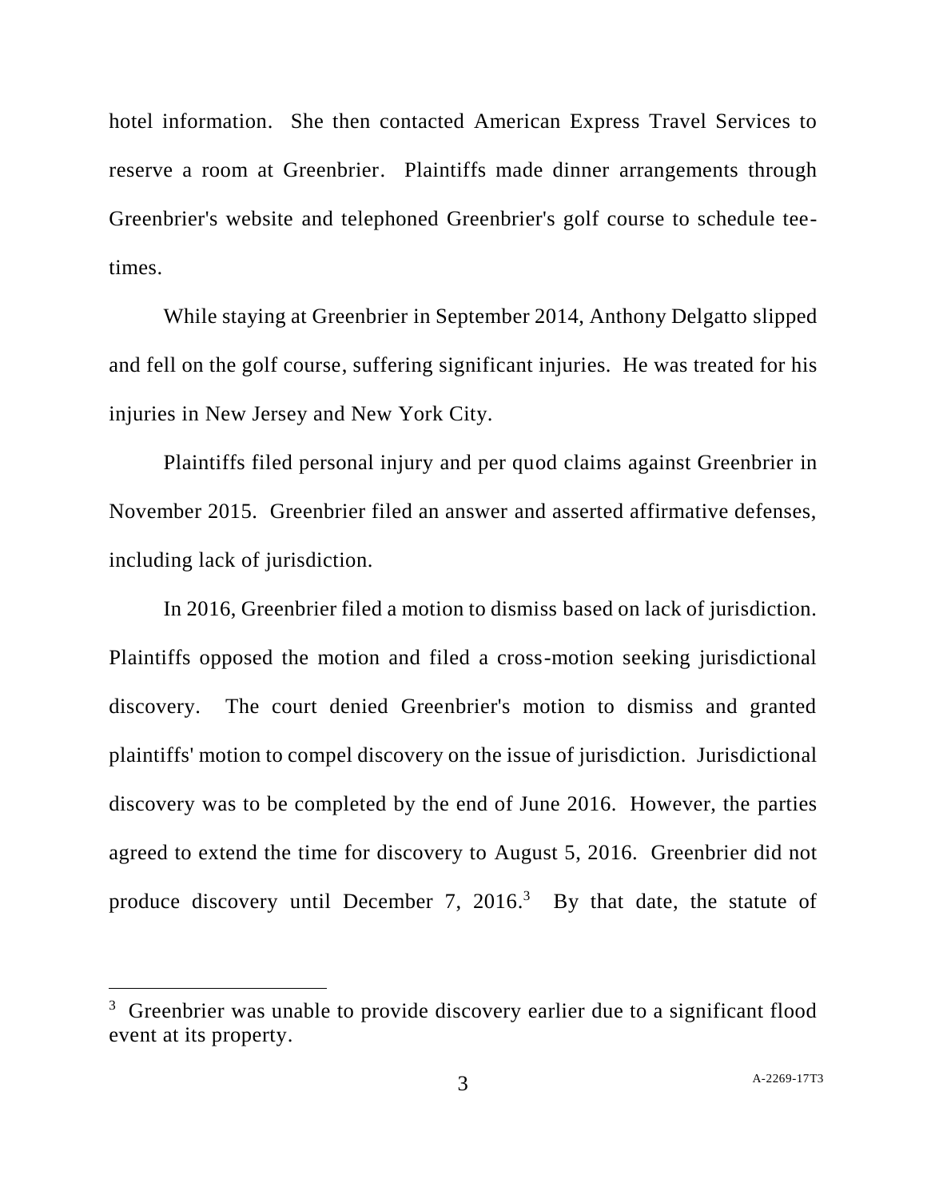hotel information. She then contacted American Express Travel Services to reserve a room at Greenbrier. Plaintiffs made dinner arrangements through Greenbrier's website and telephoned Greenbrier's golf course to schedule tee-times.

While staying at Greenbrier in September 2014, Anthony Delgatto slipped and fell on the golf course, suffering significant injuries. He was treated for his injuries in New Jersey and New York City.

Plaintiffs filed personal injury and per quod claims against Greenbrier in November 2015. Greenbrier filed an answer and asserted affirmative defenses, including lack of jurisdiction.

In 2016, Greenbrier filed a motion to dismiss based on lack of jurisdiction. Plaintiffs opposed the motion and filed a cross-motion seeking jurisdictional discovery. The court denied Greenbrier's motion to dismiss and granted plaintiffs' motion to compel discovery on the issue of jurisdiction. Jurisdictional discovery was to be completed by the end of June 2016. However, the parties agreed to extend the time for discovery to August 5, 2016. Greenbrier did not produce discovery until December 7, 2016.[3] By that date, the statute of

---

[3] Greenbrier was unable to provide discovery earlier due to a significant flood event at its property.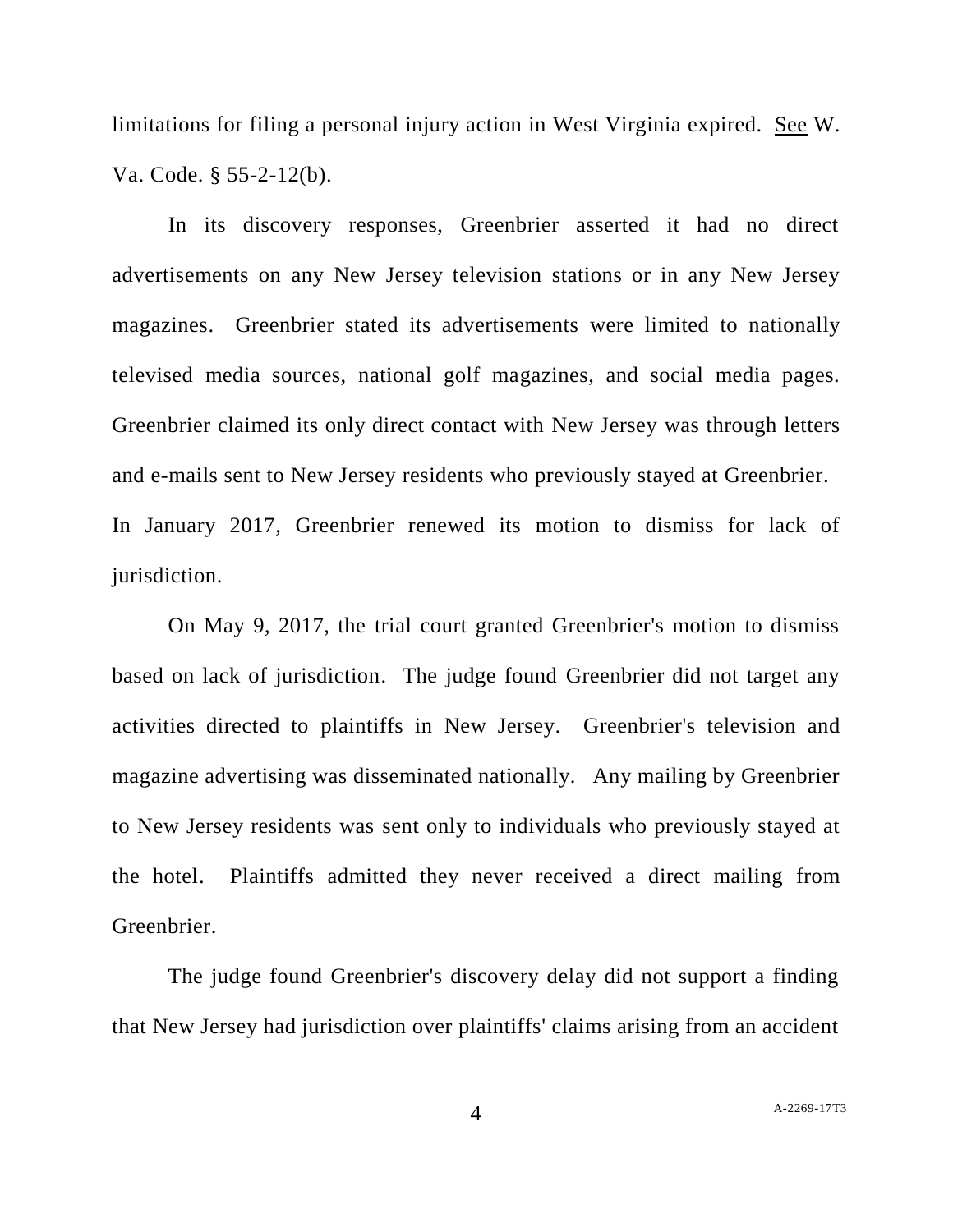limitations for filing a personal injury action in West Virginia expired. See W. Va. Code. § 55-2-12(b).

In its discovery responses, Greenbrier asserted it had no direct advertisements on any New Jersey television stations or in any New Jersey magazines. Greenbrier stated its advertisements were limited to nationally televised media sources, national golf magazines, and social media pages. Greenbrier claimed its only direct contact with New Jersey was through letters and e-mails sent to New Jersey residents who previously stayed at Greenbrier. In January 2017, Greenbrier renewed its motion to dismiss for lack of jurisdiction.

On May 9, 2017, the trial court granted Greenbrier's motion to dismiss based on lack of jurisdiction. The judge found Greenbrier did not target any activities directed to plaintiffs in New Jersey. Greenbrier's television and magazine advertising was disseminated nationally. Any mailing by Greenbrier to New Jersey residents was sent only to individuals who previously stayed at the hotel. Plaintiffs admitted they never received a direct mailing from Greenbrier.

The judge found Greenbrier's discovery delay did not support a finding that New Jersey had jurisdiction over plaintiffs' claims arising from an accident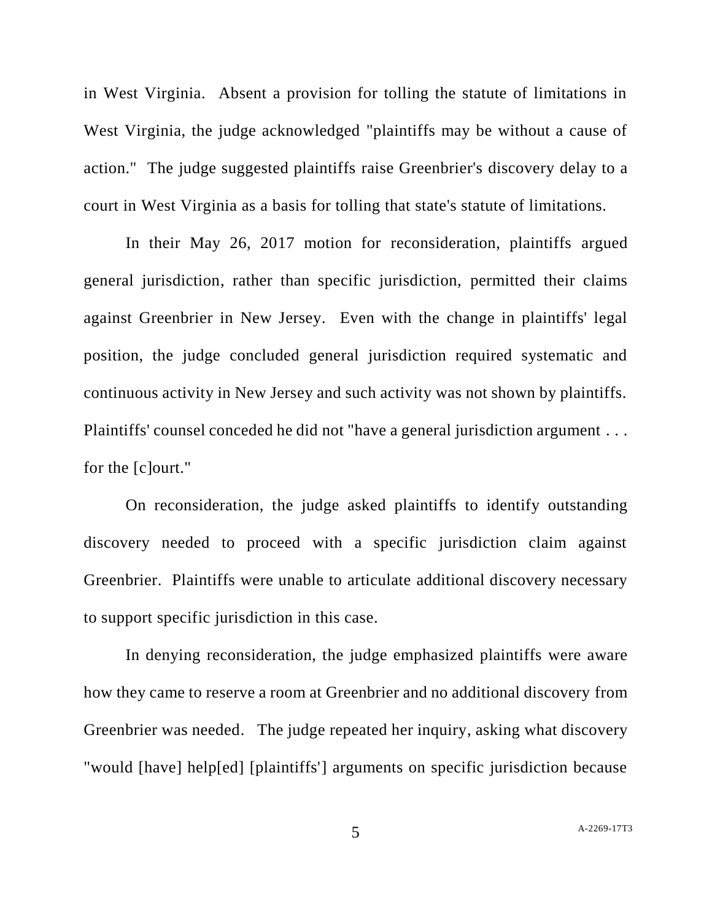in West Virginia. Absent a provision for tolling the statute of limitations in West Virginia, the judge acknowledged "plaintiffs may be without a cause of action." The judge suggested plaintiffs raise Greenbrier's discovery delay to a court in West Virginia as a basis for tolling that state's statute of limitations.

In their May 26, 2017 motion for reconsideration, plaintiffs argued general jurisdiction, rather than specific jurisdiction, permitted their claims against Greenbrier in New Jersey. Even with the change in plaintiffs' legal position, the judge concluded general jurisdiction required systematic and continuous activity in New Jersey and such activity was not shown by plaintiffs. Plaintiffs' counsel conceded he did not "have a general jurisdiction argument . . . for the [c]ourt."

On reconsideration, the judge asked plaintiffs to identify outstanding discovery needed to proceed with a specific jurisdiction claim against Greenbrier. Plaintiffs were unable to articulate additional discovery necessary to support specific jurisdiction in this case.

In denying reconsideration, the judge emphasized plaintiffs were aware how they came to reserve a room at Greenbrier and no additional discovery from Greenbrier was needed. The judge repeated her inquiry, asking what discovery "would [have] help[ed] [plaintiffs'] arguments on specific jurisdiction because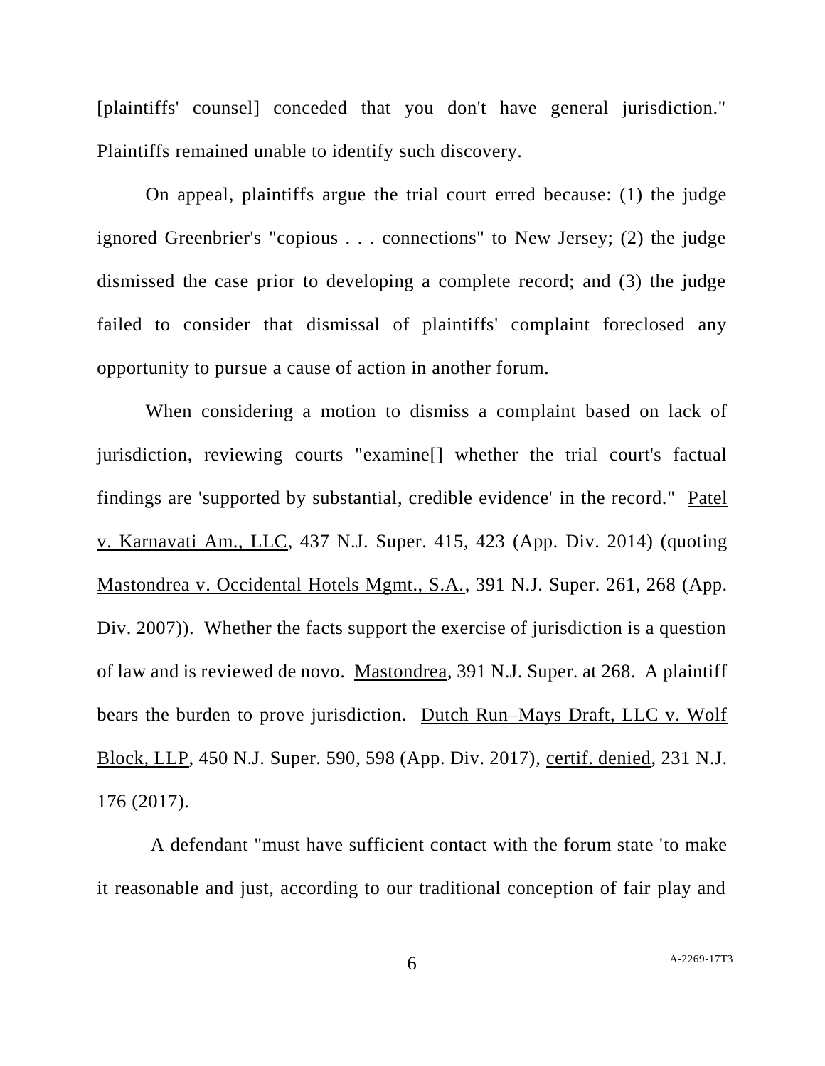[plaintiffs' counsel] conceded that you don't have general jurisdiction." Plaintiffs remained unable to identify such discovery.

On appeal, plaintiffs argue the trial court erred because: (1) the judge ignored Greenbrier's "copious . . . connections" to New Jersey; (2) the judge dismissed the case prior to developing a complete record; and (3) the judge failed to consider that dismissal of plaintiffs' complaint foreclosed any opportunity to pursue a cause of action in another forum.

When considering a motion to dismiss a complaint based on lack of jurisdiction, reviewing courts "examine[] whether the trial court's factual findings are 'supported by substantial, credible evidence' in the record." Patel v. Karnavati Am., LLC, 437 N.J. Super. 415, 423 (App. Div. 2014) (quoting Mastondrea v. Occidental Hotels Mgmt., S.A., 391 N.J. Super. 261, 268 (App. Div. 2007)). Whether the facts support the exercise of jurisdiction is a question of law and is reviewed de novo. Mastondrea, 391 N.J. Super. at 268. A plaintiff bears the burden to prove jurisdiction. Dutch Run–Mays Draft, LLC v. Wolf Block, LLP, 450 N.J. Super. 590, 598 (App. Div. 2017), certif. denied, 231 N.J. 176 (2017).

A defendant "must have sufficient contact with the forum state 'to make it reasonable and just, according to our traditional conception of fair play and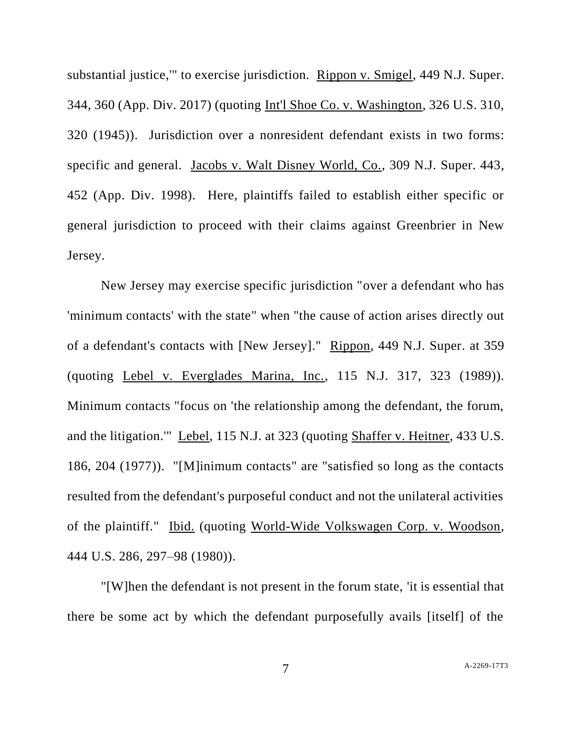substantial justice,'" to exercise jurisdiction. Rippon v. Smigel, 449 N.J. Super. 344, 360 (App. Div. 2017) (quoting Int'l Shoe Co. v. Washington, 326 U.S. 310, 320 (1945)). Jurisdiction over a nonresident defendant exists in two forms: specific and general. Jacobs v. Walt Disney World, Co., 309 N.J. Super. 443, 452 (App. Div. 1998). Here, plaintiffs failed to establish either specific or general jurisdiction to proceed with their claims against Greenbrier in New Jersey.

New Jersey may exercise specific jurisdiction "over a defendant who has 'minimum contacts' with the state" when "the cause of action arises directly out of a defendant's contacts with [New Jersey]." Rippon, 449 N.J. Super. at 359 (quoting Lebel v. Everglades Marina, Inc., 115 N.J. 317, 323 (1989)). Minimum contacts "focus on 'the relationship among the defendant, the forum, and the litigation.'" Lebel, 115 N.J. at 323 (quoting Shaffer v. Heitner, 433 U.S. 186, 204 (1977)). "[M]inimum contacts" are "satisfied so long as the contacts resulted from the defendant's purposeful conduct and not the unilateral activities of the plaintiff." Ibid. (quoting World-Wide Volkswagen Corp. v. Woodson, 444 U.S. 286, 297–98 (1980)).

"[W]hen the defendant is not present in the forum state, 'it is essential that there be some act by which the defendant purposefully avails [itself] of the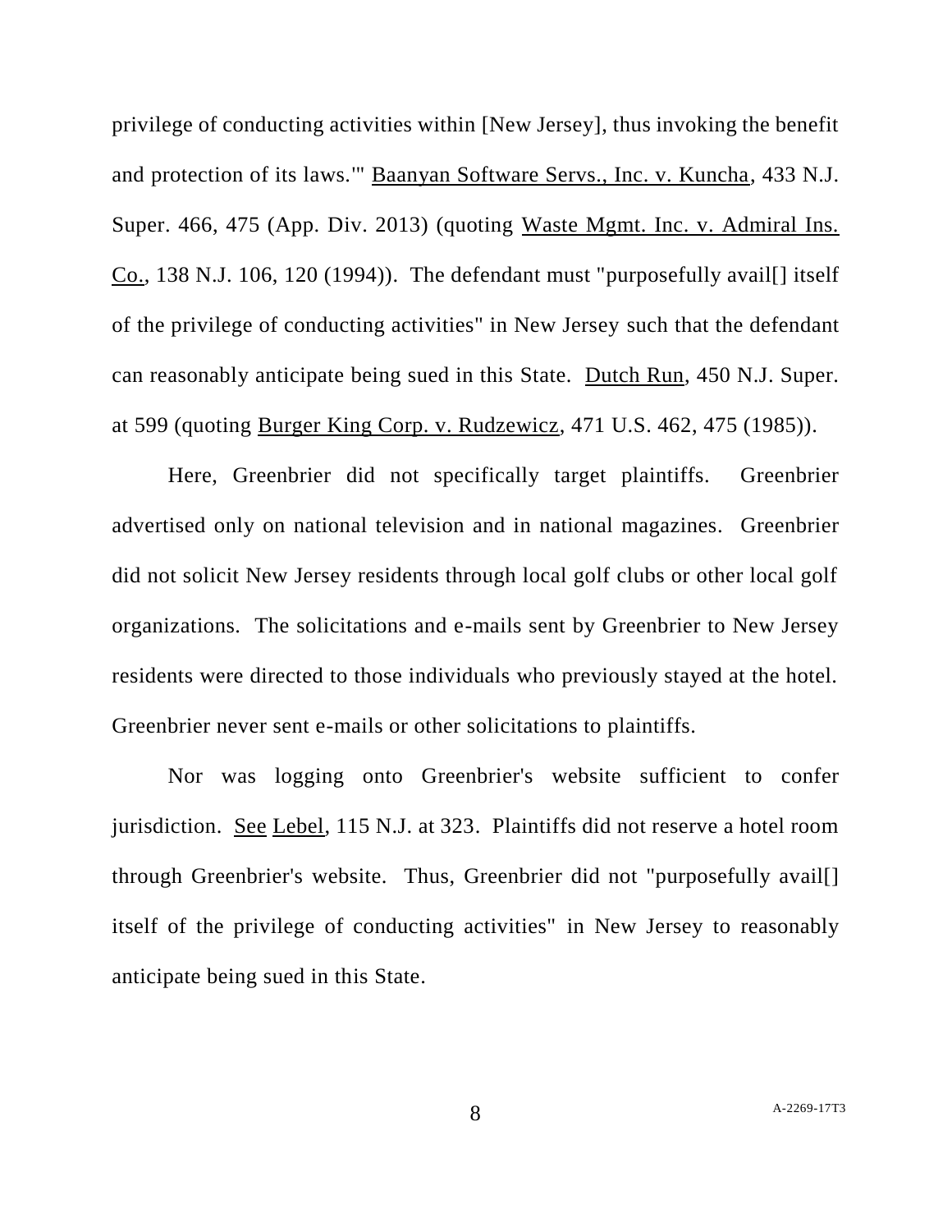privilege of conducting activities within [New Jersey], thus invoking the benefit and protection of its laws.'" Baanyan Software Servs., Inc. v. Kuncha, 433 N.J. Super. 466, 475 (App. Div. 2013) (quoting Waste Mgmt. Inc. v. Admiral Ins. Co., 138 N.J. 106, 120 (1994)). The defendant must "purposefully avail[] itself of the privilege of conducting activities" in New Jersey such that the defendant can reasonably anticipate being sued in this State. Dutch Run, 450 N.J. Super. at 599 (quoting Burger King Corp. v. Rudzewicz, 471 U.S. 462, 475 (1985)).

Here, Greenbrier did not specifically target plaintiffs. Greenbrier advertised only on national television and in national magazines. Greenbrier did not solicit New Jersey residents through local golf clubs or other local golf organizations. The solicitations and e-mails sent by Greenbrier to New Jersey residents were directed to those individuals who previously stayed at the hotel. Greenbrier never sent e-mails or other solicitations to plaintiffs.

Nor was logging onto Greenbrier's website sufficient to confer jurisdiction. See Lebel, 115 N.J. at 323. Plaintiffs did not reserve a hotel room through Greenbrier's website. Thus, Greenbrier did not "purposefully avail[] itself of the privilege of conducting activities" in New Jersey to reasonably anticipate being sued in this State.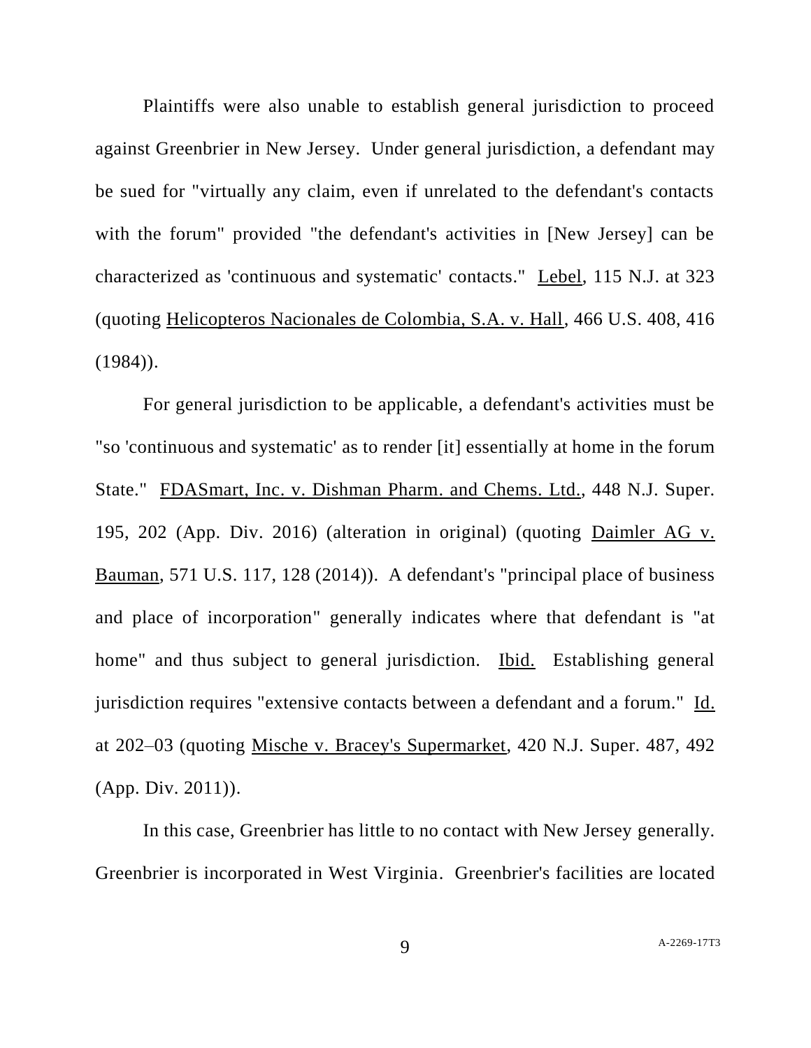Plaintiffs were also unable to establish general jurisdiction to proceed against Greenbrier in New Jersey. Under general jurisdiction, a defendant may be sued for "virtually any claim, even if unrelated to the defendant's contacts with the forum" provided "the defendant's activities in [New Jersey] can be characterized as 'continuous and systematic' contacts." Lebel, 115 N.J. at 323 (quoting Helicopteros Nacionales de Colombia, S.A. v. Hall, 466 U.S. 408, 416 (1984)).

For general jurisdiction to be applicable, a defendant's activities must be "so 'continuous and systematic' as to render [it] essentially at home in the forum State." FDASmart, Inc. v. Dishman Pharm. and Chems. Ltd., 448 N.J. Super. 195, 202 (App. Div. 2016) (alteration in original) (quoting Daimler AG v. Bauman, 571 U.S. 117, 128 (2014)). A defendant's "principal place of business and place of incorporation" generally indicates where that defendant is "at home" and thus subject to general jurisdiction. Ibid. Establishing general jurisdiction requires "extensive contacts between a defendant and a forum." Id. at 202–03 (quoting Mische v. Bracey's Supermarket, 420 N.J. Super. 487, 492 (App. Div. 2011)).

In this case, Greenbrier has little to no contact with New Jersey generally. Greenbrier is incorporated in West Virginia. Greenbrier's facilities are located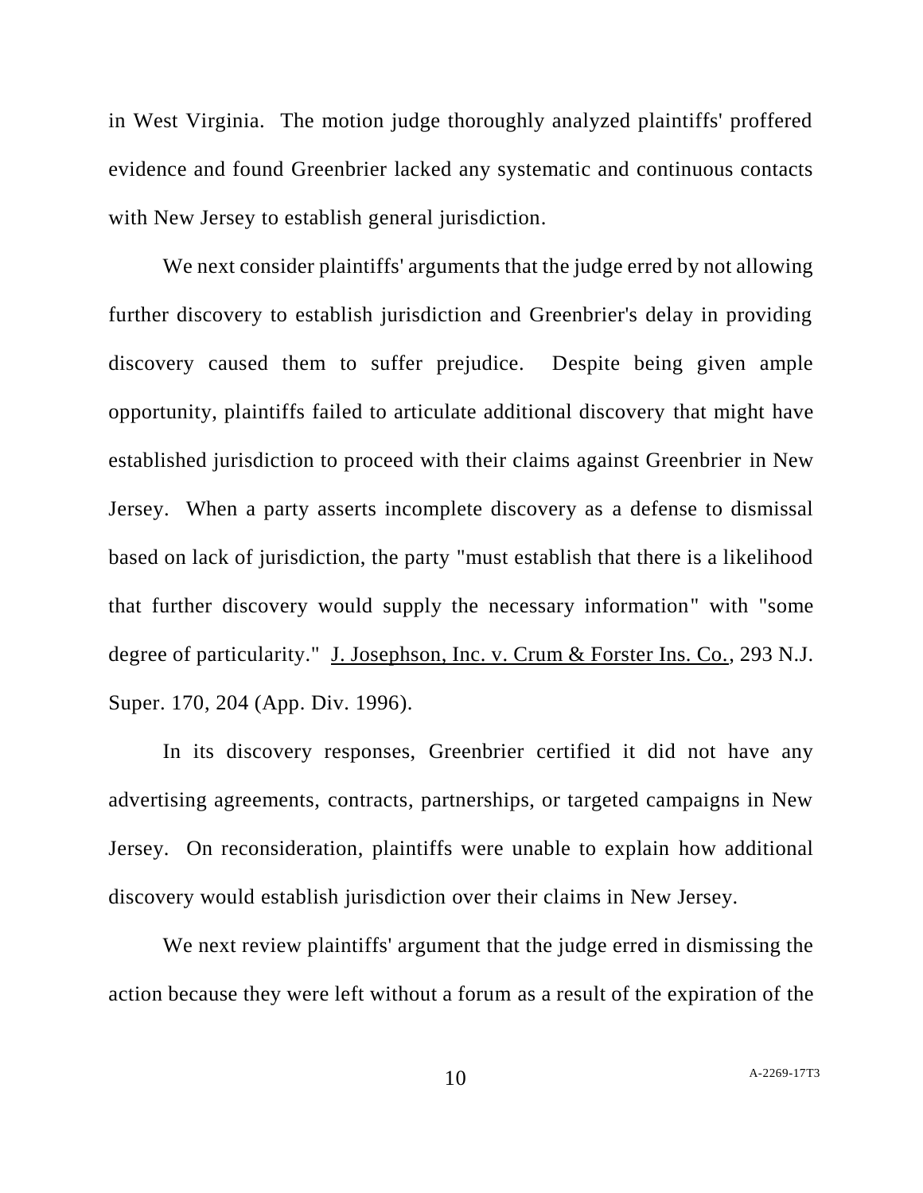in West Virginia. The motion judge thoroughly analyzed plaintiffs' proffered evidence and found Greenbrier lacked any systematic and continuous contacts with New Jersey to establish general jurisdiction.

We next consider plaintiffs' arguments that the judge erred by not allowing further discovery to establish jurisdiction and Greenbrier's delay in providing discovery caused them to suffer prejudice. Despite being given ample opportunity, plaintiffs failed to articulate additional discovery that might have established jurisdiction to proceed with their claims against Greenbrier in New Jersey. When a party asserts incomplete discovery as a defense to dismissal based on lack of jurisdiction, the party "must establish that there is a likelihood that further discovery would supply the necessary information" with "some degree of particularity." J. Josephson, Inc. v. Crum & Forster Ins. Co., 293 N.J. Super. 170, 204 (App. Div. 1996).

In its discovery responses, Greenbrier certified it did not have any advertising agreements, contracts, partnerships, or targeted campaigns in New Jersey. On reconsideration, plaintiffs were unable to explain how additional discovery would establish jurisdiction over their claims in New Jersey.

We next review plaintiffs' argument that the judge erred in dismissing the action because they were left without a forum as a result of the expiration of the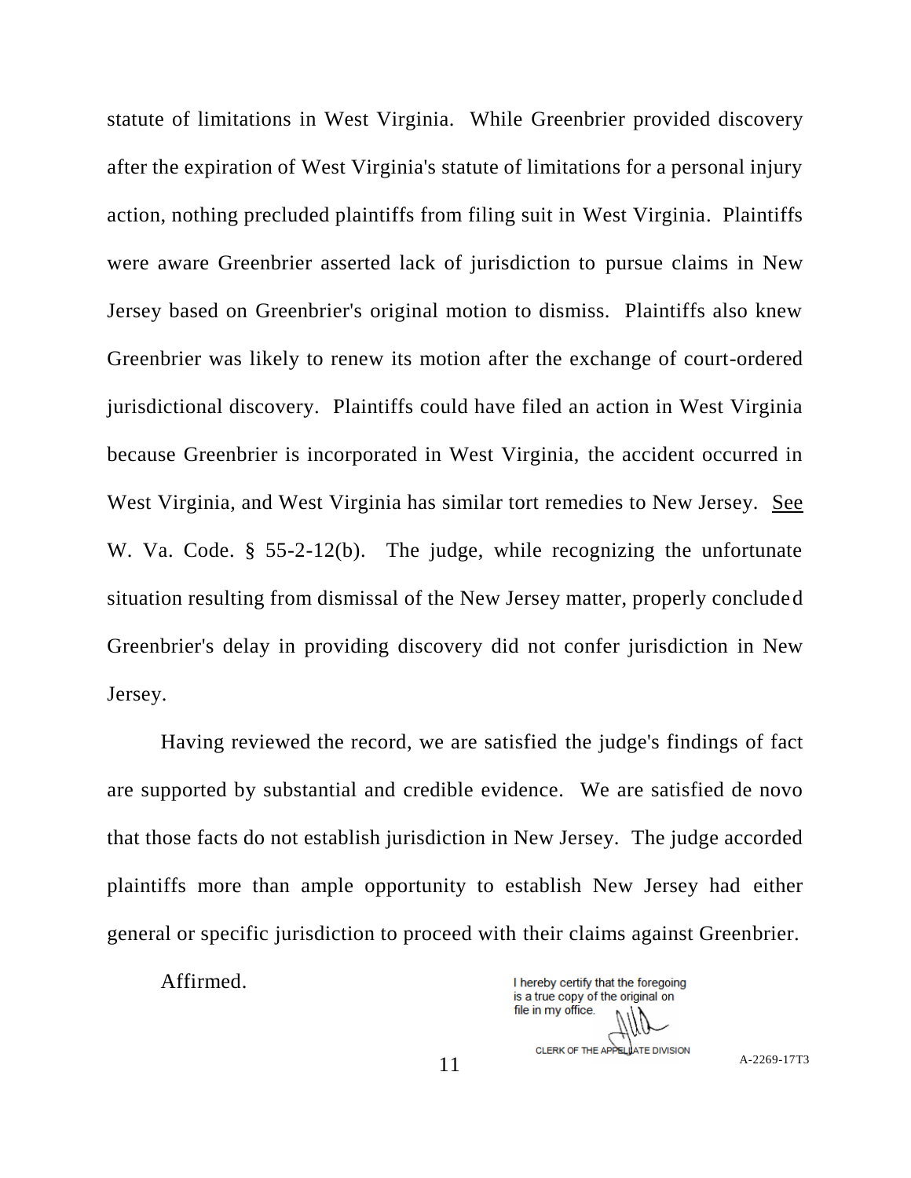statute of limitations in West Virginia. While Greenbrier provided discovery after the expiration of West Virginia's statute of limitations for a personal injury action, nothing precluded plaintiffs from filing suit in West Virginia. Plaintiffs were aware Greenbrier asserted lack of jurisdiction to pursue claims in New Jersey based on Greenbrier's original motion to dismiss. Plaintiffs also knew Greenbrier was likely to renew its motion after the exchange of court-ordered jurisdictional discovery. Plaintiffs could have filed an action in West Virginia because Greenbrier is incorporated in West Virginia, the accident occurred in West Virginia, and West Virginia has similar tort remedies to New Jersey. See W. Va. Code. § 55-2-12(b). The judge, while recognizing the unfortunate situation resulting from dismissal of the New Jersey matter, properly concluded Greenbrier's delay in providing discovery did not confer jurisdiction in New Jersey.

Having reviewed the record, we are satisfied the judge's findings of fact are supported by substantial and credible evidence. We are satisfied de novo that those facts do not establish jurisdiction in New Jersey. The judge accorded plaintiffs more than ample opportunity to establish New Jersey had either general or specific jurisdiction to proceed with their claims against Greenbrier.

Affirmed.

I hereby certify that the foregoing is a true copy of the original on file in my office.

CLERK OF THE APPELLATE DIVISION

A-2269-17T3